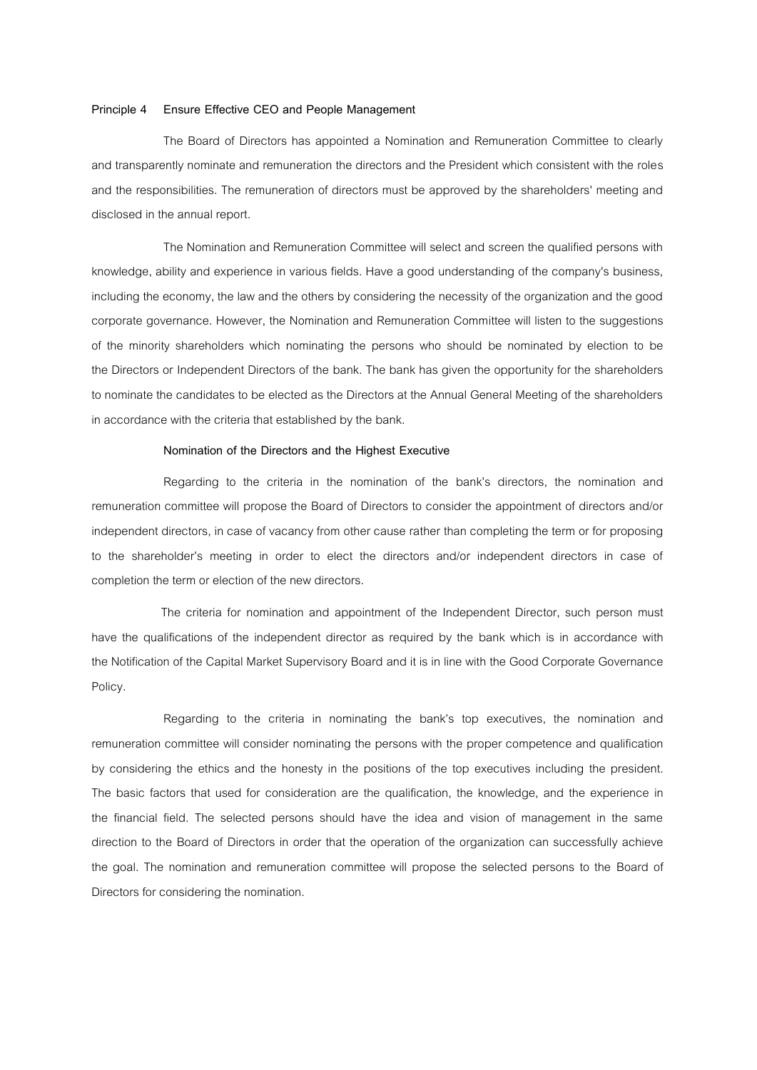**Principle 4 Ensure Effective CEO and People Management**

The Board of Directors has appointed a Nomination and Remuneration Committee to clearly and transparently nominate and remuneration the directors and the President which consistent with the roles and the responsibilities. The remuneration of directors must be approved by the shareholders' meeting and disclosed in the annual report.

The Nomination and Remuneration Committee will select and screen the qualified persons with knowledge, ability and experience in various fields. Have a good understanding of the company's business, including the economy, the law and the others by considering the necessity of the organization and the good corporate governance. However, the Nomination and Remuneration Committee will listen to the suggestions of the minority shareholders which nominating the persons who should be nominated by election to be the Directors or Independent Directors of the bank. The bank has given the opportunity for the shareholders to nominate the candidates to be elected as the Directors at the Annual General Meeting of the shareholders in accordance with the criteria that established by the bank.

**Nomination of the Directors and the Highest Executive**

Regarding to the criteria in the nomination of the bank's directors, the nomination and remuneration committee will propose the Board of Directors to consider the appointment of directors and/or independent directors, in case of vacancy from other cause rather than completing the term or for proposing to the shareholder's meeting in order to elect the directors and/or independent directors in case of completion the term or election of the new directors.

The criteria for nomination and appointment of the Independent Director, such person must have the qualifications of the independent director as required by the bank which is in accordance with the Notification of the Capital Market Supervisory Board and it is in line with the Good Corporate Governance Policy.

Regarding to the criteria in nominating the bank's top executives, the nomination and remuneration committee will consider nominating the persons with the proper competence and qualification by considering the ethics and the honesty in the positions of the top executives including the president. The basic factors that used for consideration are the qualification, the knowledge, and the experience in the financial field. The selected persons should have the idea and vision of management in the same direction to the Board of Directors in order that the operation of the organization can successfully achieve the goal. The nomination and remuneration committee will propose the selected persons to the Board of Directors for considering the nomination.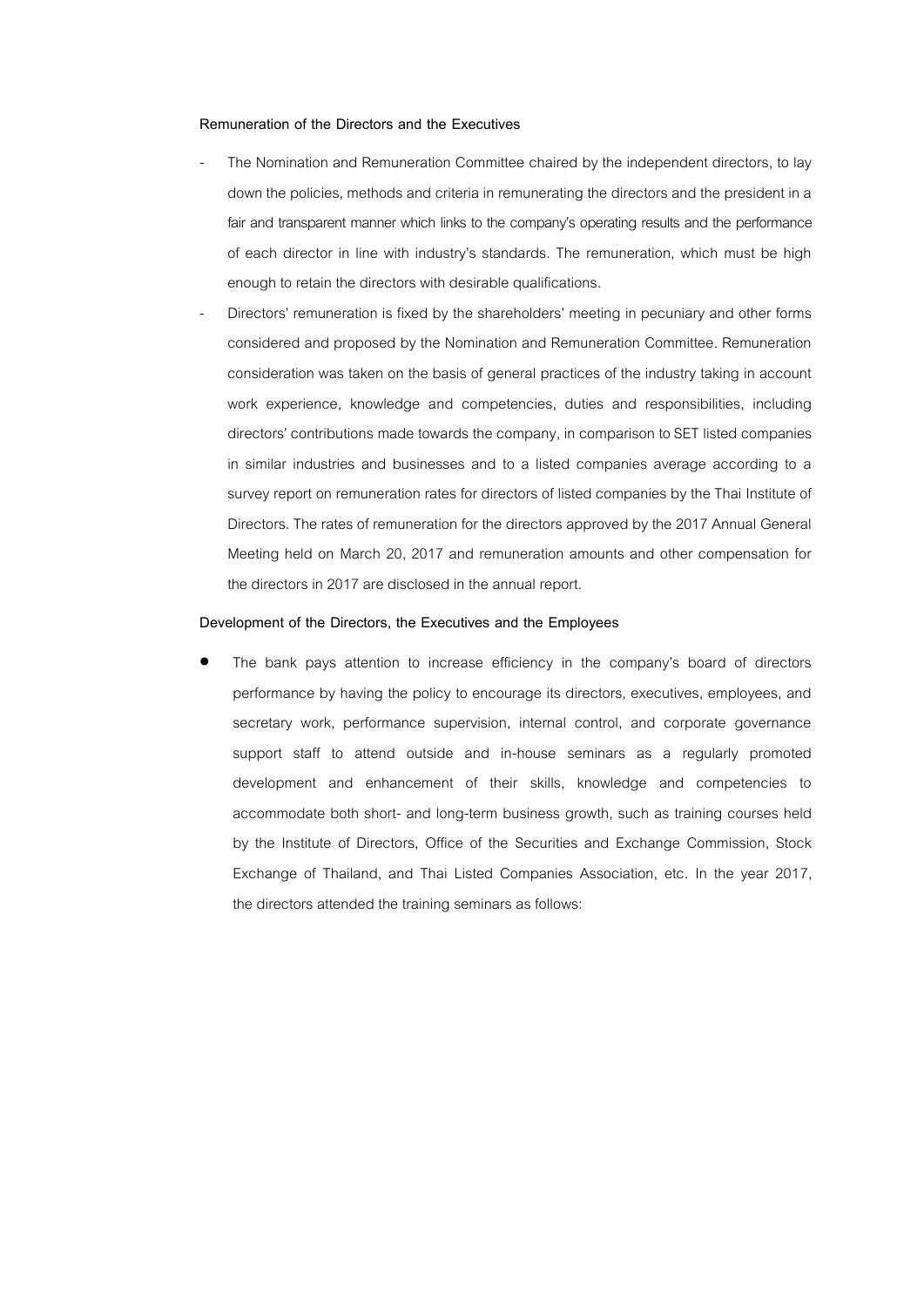**Remuneration of the Directors and the Executives**

- The Nomination and Remuneration Committee chaired by the independent directors, to lay down the policies, methods and criteria in remunerating the directors and the president in a fair and transparent manner which links to the company's operating results and the performance of each director in line with industry's standards. The remuneration, which must be high enough to retain the directors with desirable qualifications.
- Directors' remuneration is fixed by the shareholders' meeting in pecuniary and other forms considered and proposed by the Nomination and Remuneration Committee. Remuneration consideration was taken on the basis of general practices of the industry taking in account work experience, knowledge and competencies, duties and responsibilities, including directors' contributions made towards the company, in comparison to SET listed companies in similar industries and businesses and to a listed companies average according to a survey report on remuneration rates for directors of listed companies by the Thai Institute of Directors. The rates of remuneration for the directors approved by the 2017 Annual General Meeting held on March 20, 2017 and remuneration amounts and other compensation for the directors in 2017 are disclosed in the annual report.

**Development of the Directors, the Executives and the Employees**

- The bank pays attention to increase efficiency in the company's board of directors performance by having the policy to encourage its directors, executives, employees, and secretary work, performance supervision, internal control, and corporate governance support staff to attend outside and in-house seminars as a regularly promoted development and enhancement of their skills, knowledge and competencies to accommodate both short- and long-term business growth, such as training courses held by the Institute of Directors, Office of the Securities and Exchange Commission, Stock Exchange of Thailand, and Thai Listed Companies Association, etc. In the year 2017, the directors attended the training seminars as follows: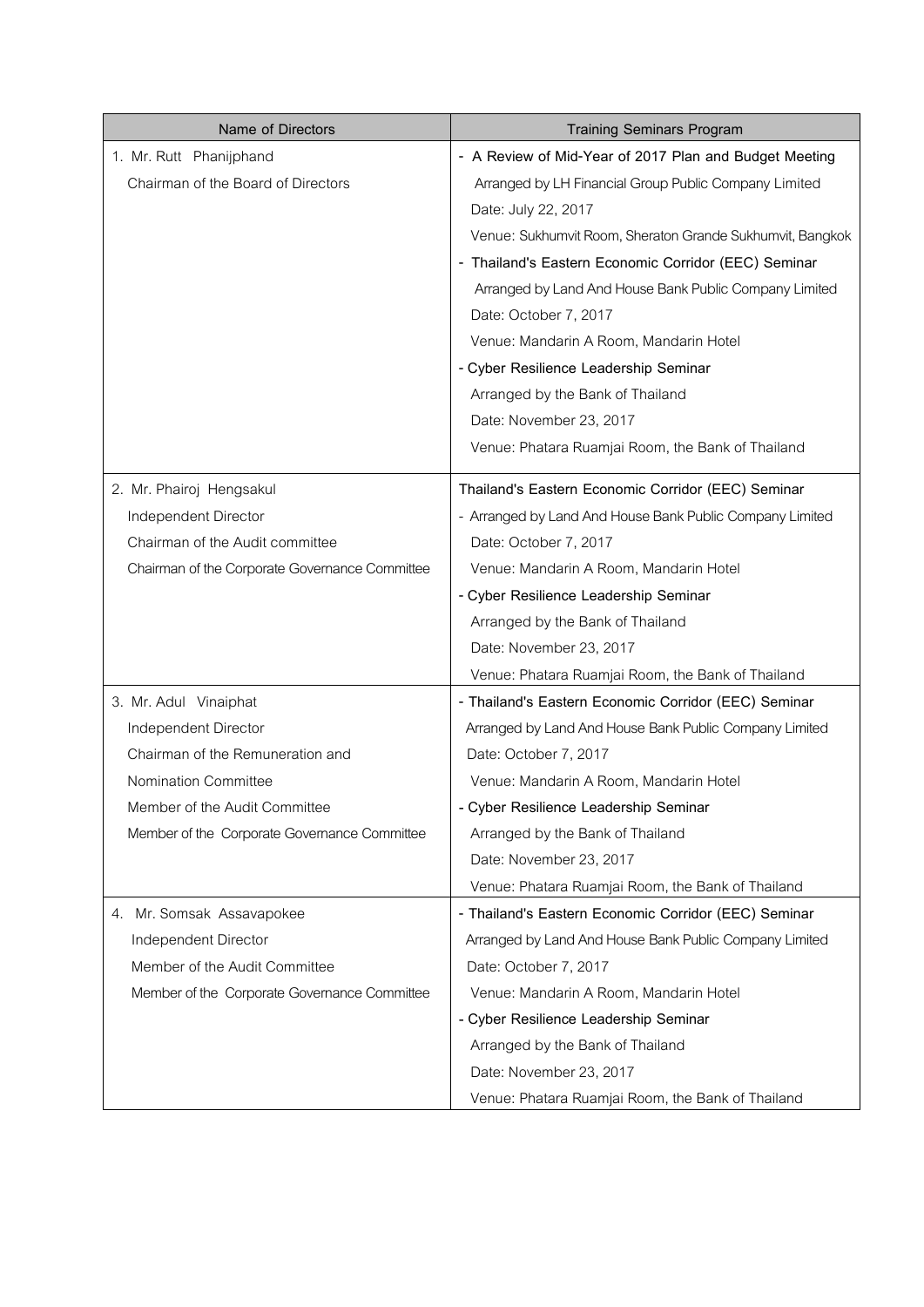| Name of Directors | Training Seminars Program |
| --- | --- |
| 1. Mr. Rutt Phanijphand<br>Chairman of the Board of Directors | - A Review of Mid-Year of 2017 Plan and Budget Meeting<br>Arranged by LH Financial Group Public Company Limited<br>Date: July 22, 2017<br>Venue: Sukhumvit Room, Sheraton Grande Sukhumvit, Bangkok<br>- Thailand's Eastern Economic Corridor (EEC) Seminar<br>Arranged by Land And House Bank Public Company Limited<br>Date: October 7, 2017<br>Venue: Mandarin A Room, Mandarin Hotel<br>- Cyber Resilience Leadership Seminar<br>Arranged by the Bank of Thailand<br>Date: November 23, 2017<br>Venue: Phatara Ruamjai Room, the Bank of Thailand |
| 2. Mr. Phairoj Hengsakul<br>Independent Director<br>Chairman of the Audit committee<br>Chairman of the Corporate Governance Committee | Thailand's Eastern Economic Corridor (EEC) Seminar<br>- Arranged by Land And House Bank Public Company Limited<br>Date: October 7, 2017<br>Venue: Mandarin A Room, Mandarin Hotel<br>- Cyber Resilience Leadership Seminar<br>Arranged by the Bank of Thailand<br>Date: November 23, 2017<br>Venue: Phatara Ruamjai Room, the Bank of Thailand |
| 3. Mr. Adul Vinaiphat<br>Independent Director<br>Chairman of the Remuneration and<br>Nomination Committee<br>Member of the Audit Committee<br>Member of the Corporate Governance Committee | - Thailand's Eastern Economic Corridor (EEC) Seminar<br>Arranged by Land And House Bank Public Company Limited<br>Date: October 7, 2017<br>Venue: Mandarin A Room, Mandarin Hotel<br>- Cyber Resilience Leadership Seminar<br>Arranged by the Bank of Thailand<br>Date: November 23, 2017<br>Venue: Phatara Ruamjai Room, the Bank of Thailand |
| 4. Mr. Somsak Assavapokee<br>Independent Director<br>Member of the Audit Committee<br>Member of the Corporate Governance Committee | - Thailand's Eastern Economic Corridor (EEC) Seminar<br>Arranged by Land And House Bank Public Company Limited<br>Date: October 7, 2017<br>Venue: Mandarin A Room, Mandarin Hotel<br>- Cyber Resilience Leadership Seminar<br>Arranged by the Bank of Thailand<br>Date: November 23, 2017<br>Venue: Phatara Ruamjai Room, the Bank of Thailand |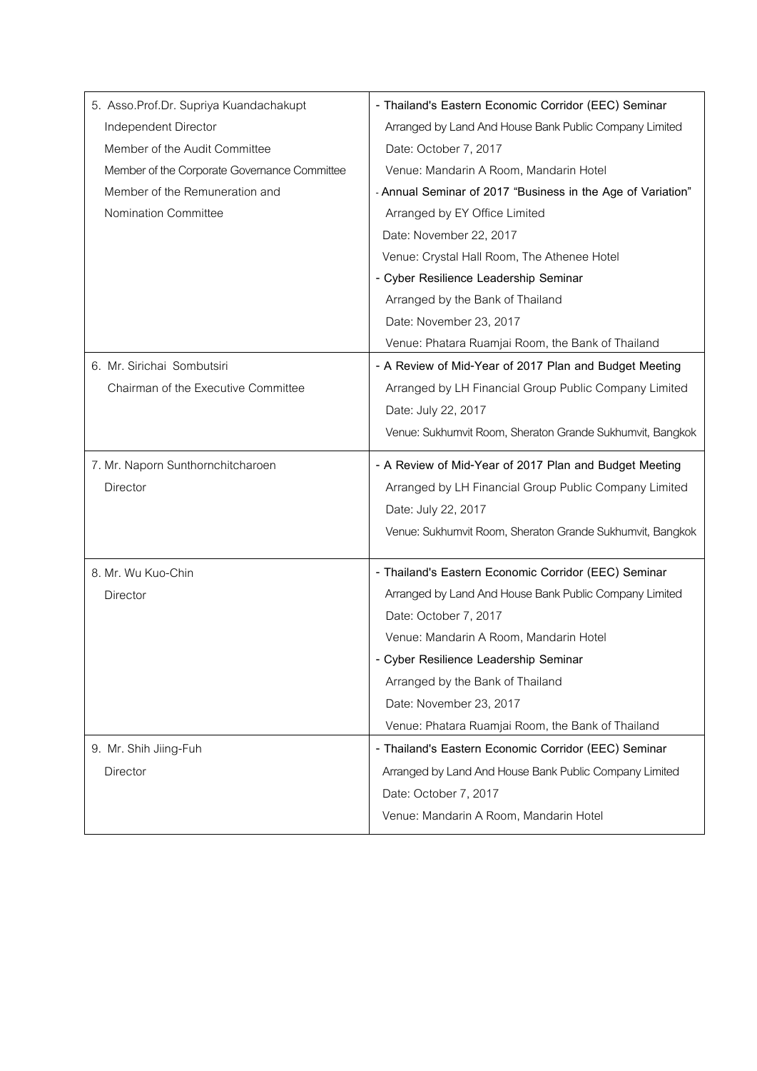| | |
|---|---|
| 5. Asso.Prof.Dr. Supriya Kuandachakupt<br>Independent Director<br>Member of the Audit Committee<br>Member of the Corporate Governance Committee<br>Member of the Remuneration and Nomination Committee | - Thailand's Eastern Economic Corridor (EEC) Seminar<br>Arranged by Land And House Bank Public Company Limited<br>Date: October 7, 2017<br>Venue: Mandarin A Room, Mandarin Hotel<br>- Annual Seminar of 2017 "Business in the Age of Variation"<br>Arranged by EY Office Limited<br>Date: November 22, 2017<br>Venue: Crystal Hall Room, The Athenee Hotel<br>- Cyber Resilience Leadership Seminar<br>Arranged by the Bank of Thailand<br>Date: November 23, 2017<br>Venue: Phatara Ruamjai Room, the Bank of Thailand |
| 6. Mr. Sirichai Sombutsiri<br>Chairman of the Executive Committee | - A Review of Mid-Year of 2017 Plan and Budget Meeting<br>Arranged by LH Financial Group Public Company Limited<br>Date: July 22, 2017<br>Venue: Sukhumvit Room, Sheraton Grande Sukhumvit, Bangkok |
| 7. Mr. Naporn Sunthornchitcharoen<br>Director | - A Review of Mid-Year of 2017 Plan and Budget Meeting<br>Arranged by LH Financial Group Public Company Limited<br>Date: July 22, 2017<br>Venue: Sukhumvit Room, Sheraton Grande Sukhumvit, Bangkok |
| 8. Mr. Wu Kuo-Chin<br>Director | - Thailand's Eastern Economic Corridor (EEC) Seminar<br>Arranged by Land And House Bank Public Company Limited<br>Date: October 7, 2017<br>Venue: Mandarin A Room, Mandarin Hotel<br>- Cyber Resilience Leadership Seminar<br>Arranged by the Bank of Thailand<br>Date: November 23, 2017<br>Venue: Phatara Ruamjai Room, the Bank of Thailand |
| 9. Mr. Shih Jiing-Fuh<br>Director | - Thailand's Eastern Economic Corridor (EEC) Seminar<br>Arranged by Land And House Bank Public Company Limited<br>Date: October 7, 2017<br>Venue: Mandarin A Room, Mandarin Hotel |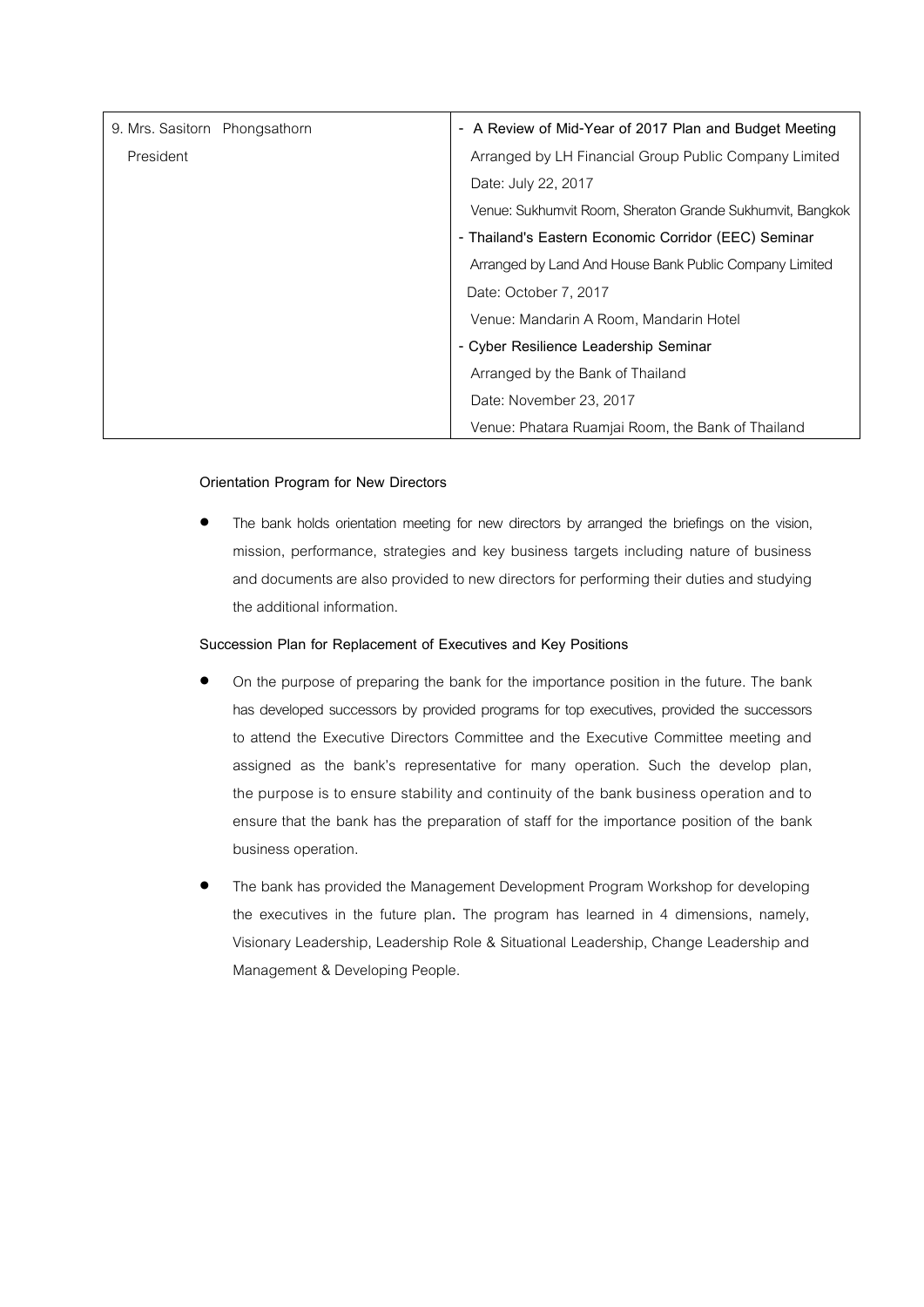| | |
|---|---|
| 9. Mrs. Sasitorn Phongsathorn<br>President | - **A Review of Mid-Year of 2017 Plan and Budget Meeting**<br>Arranged by LH Financial Group Public Company Limited<br>Date: July 22, 2017<br>Venue: Sukhumvit Room, Sheraton Grande Sukhumvit, Bangkok<br>- **Thailand's Eastern Economic Corridor (EEC) Seminar**<br>Arranged by Land And House Bank Public Company Limited<br>Date: October 7, 2017<br>Venue: Mandarin A Room, Mandarin Hotel<br>- **Cyber Resilience Leadership Seminar**<br>Arranged by the Bank of Thailand<br>Date: November 23, 2017<br>Venue: Phatara Ruamjai Room, the Bank of Thailand |

**Orientation Program for New Directors**

- The bank holds orientation meeting for new directors by arranged the briefings on the vision, mission, performance, strategies and key business targets including nature of business and documents are also provided to new directors for performing their duties and studying the additional information.

**Succession Plan for Replacement of Executives and Key Positions**

- On the purpose of preparing the bank for the importance position in the future. The bank has developed successors by provided programs for top executives, provided the successors to attend the Executive Directors Committee and the Executive Committee meeting and assigned as the bank's representative for many operation. Such the develop plan, the purpose is to ensure stability and continuity of the bank business operation and to ensure that the bank has the preparation of staff for the importance position of the bank business operation.
- The bank has provided the Management Development Program Workshop for developing the executives in the future plan. The program has learned in 4 dimensions, namely, Visionary Leadership, Leadership Role & Situational Leadership, Change Leadership and Management & Developing People.